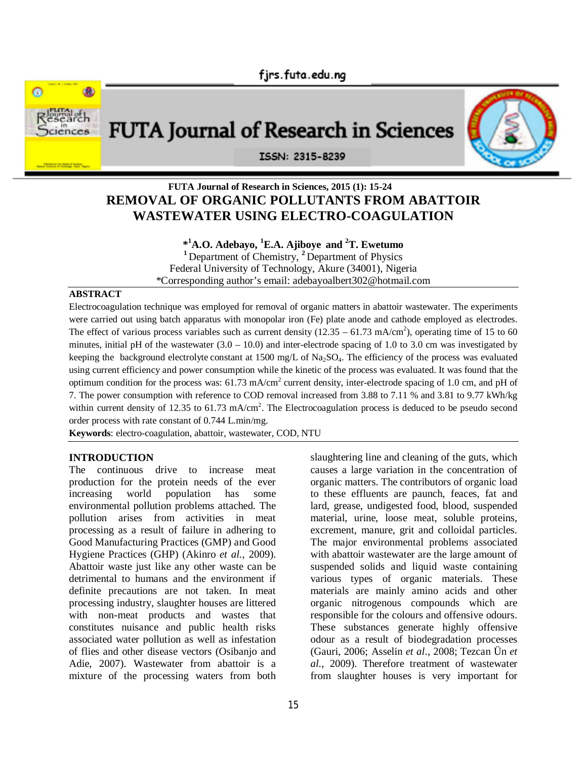# REMOVAL OF ORGANIC POLLUTANTS FROM ABATTOIR WASTEWATER USING ELECTRO-COAGULATION

**\*[1]A.O. Adebayo, [1]E.A. Ajiboye and [2]T. Ewetumo**

[1] Department of Chemistry, [2] Department of Physics
Federal University of Technology, Akure (34001), Nigeria
\*Corresponding author's email: adebayoalbert302@hotmail.com

## ABSTRACT

Electrocoagulation technique was employed for removal of organic matters in abattoir wastewater. The experiments were carried out using batch apparatus with monopolar iron (Fe) plate anode and cathode employed as electrodes. The effect of various process variables such as current density (12.35 – 61.73 mA/cm$^2$), operating time of 15 to 60 minutes, initial pH of the wastewater (3.0 – 10.0) and inter-electrode spacing of 1.0 to 3.0 cm was investigated by keeping the background electrolyte constant at 1500 mg/L of $Na_2SO_4$. The efficiency of the process was evaluated using current efficiency and power consumption while the kinetic of the process was evaluated. It was found that the optimum condition for the process was: 61.73 mA/cm$^2$ current density, inter-electrode spacing of 1.0 cm, and pH of 7. The power consumption with reference to COD removal increased from 3.88 to 7.11 % and 3.81 to 9.77 kWh/kg within current density of 12.35 to 61.73 mA/cm$^2$. The Electrocoagulation process is deduced to be pseudo second order process with rate constant of 0.744 L.min/mg.

**Keywords**: electro-coagulation, abattoir, wastewater, COD, NTU

## INTRODUCTION

The continuous drive to increase meat production for the protein needs of the ever increasing world population has some environmental pollution problems attached. The pollution arises from activities in meat processing as a result of failure in adhering to Good Manufacturing Practices (GMP) and Good Hygiene Practices (GHP) (Akinro *et al.*, 2009). Abattoir waste just like any other waste can be detrimental to humans and the environment if definite precautions are not taken. In meat processing industry, slaughter houses are littered with non-meat products and wastes that constitutes nuisance and public health risks associated water pollution as well as infestation of flies and other disease vectors (Osibanjo and Adie, 2007). Wastewater from abattoir is a mixture of the processing waters from both slaughtering line and cleaning of the guts, which causes a large variation in the concentration of organic matters. The contributors of organic load to these effluents are paunch, feaces, fat and lard, grease, undigested food, blood, suspended material, urine, loose meat, soluble proteins, excrement, manure, grit and colloidal particles. The major environmental problems associated with abattoir wastewater are the large amount of suspended solids and liquid waste containing various types of organic materials. These materials are mainly amino acids and other organic nitrogenous compounds which are responsible for the colours and offensive odours. These substances generate highly offensive odour as a result of biodegradation processes (Gauri, 2006; Asselin *et al*., 2008; Tezcan Ün *et al.*, 2009). Therefore treatment of wastewater from slaughter houses is very important for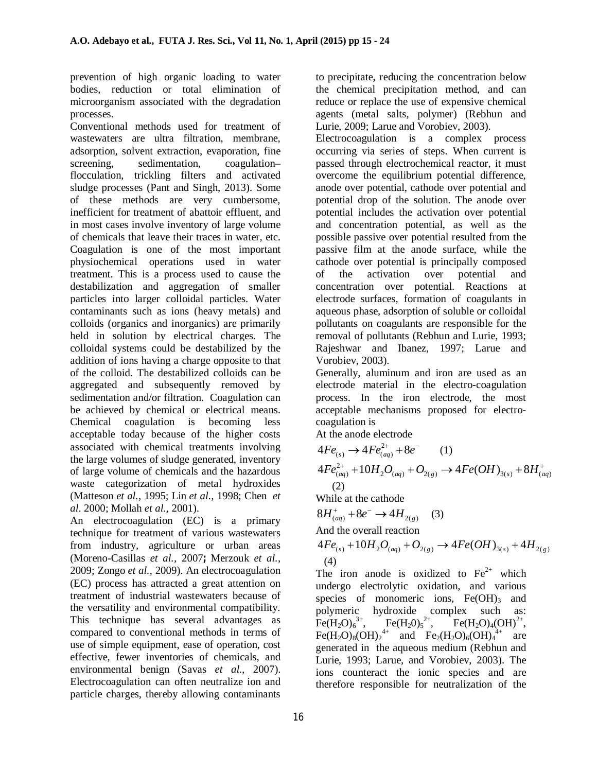prevention of high organic loading to water bodies, reduction or total elimination of microorganism associated with the degradation processes.

Conventional methods used for treatment of wastewaters are ultra filtration, membrane, adsorption, solvent extraction, evaporation, fine screening, sedimentation, coagulation–flocculation, trickling filters and activated sludge processes (Pant and Singh, 2013). Some of these methods are very cumbersome, inefficient for treatment of abattoir effluent, and in most cases involve inventory of large volume of chemicals that leave their traces in water, etc. Coagulation is one of the most important physiochemical operations used in water treatment. This is a process used to cause the destabilization and aggregation of smaller particles into larger colloidal particles. Water contaminants such as ions (heavy metals) and colloids (organics and inorganics) are primarily held in solution by electrical charges. The colloidal systems could be destabilized by the addition of ions having a charge opposite to that of the colloid. The destabilized colloids can be aggregated and subsequently removed by sedimentation and/or filtration. Coagulation can be achieved by chemical or electrical means. Chemical coagulation is becoming less acceptable today because of the higher costs associated with chemical treatments involving the large volumes of sludge generated, inventory of large volume of chemicals and the hazardous waste categorization of metal hydroxides (Matteson *et al.*, 1995; Lin *et al.*, 1998; Chen *et al*. 2000; Mollah *et al.*, 2001).

An electrocoagulation (EC) is a primary technique for treatment of various wastewaters from industry, agriculture or urban areas (Moreno-Casillas *et al.*, 2007**;** Merzouk *et al.*, 2009; Zongo *et al.*, 2009). An electrocoagulation (EC) process has attracted a great attention on treatment of industrial wastewaters because of the versatility and environmental compatibility. This technique has several advantages as compared to conventional methods in terms of use of simple equipment, ease of operation, cost effective, fewer inventories of chemicals, and environmental benign (Savas *et al.*, 2007). Electrocoagulation can often neutralize ion and particle charges, thereby allowing contaminants to precipitate, reducing the concentration below the chemical precipitation method, and can reduce or replace the use of expensive chemical agents (metal salts, polymer) (Rebhun and Lurie, 2009; Larue and Vorobiev, 2003).

Electrocoagulation is a complex process occurring via series of steps. When current is passed through electrochemical reactor, it must overcome the equilibrium potential difference, anode over potential, cathode over potential and potential drop of the solution. The anode over potential includes the activation over potential and concentration potential, as well as the possible passive over potential resulted from the passive film at the anode surface, while the cathode over potential is principally composed of the activation over potential and concentration over potential. Reactions at electrode surfaces, formation of coagulants in aqueous phase, adsorption of soluble or colloidal pollutants on coagulants are responsible for the removal of pollutants (Rebhun and Lurie, 1993; Rajeshwar and Ibanez, 1997; Larue and Vorobiev, 2003).

Generally, aluminum and iron are used as an electrode material in the electro-coagulation process. In the iron electrode, the most acceptable mechanisms proposed for electro-coagulation is

At the anode electrode

$$4Fe_{(s)} \rightarrow 4Fe^{2+}_{(aq)} + 8e^{-} \quad (1)$$

$$4Fe^{2+}_{(aq)} + 10H_2O_{(aq)} + O_{2(g)} \rightarrow 4Fe(OH)_{3(s)} + 8H^{+}_{(aq)} \quad (2)$$

While at the cathode

$$8H^{+}_{(aq)} + 8e^{-} \rightarrow 4H_{2(g)} \quad (3)$$

And the overall reaction

$$4Fe_{(s)} + 10H_2O_{(aq)} + O_{2(g)} \rightarrow 4Fe(OH)_{3(s)} + 4H_{2(g)} \quad (4)$$

The iron anode is oxidized to $Fe^{2+}$ which undergo electrolytic oxidation, and various species of monomeric ions, $Fe(OH)_3$ and polymeric hydroxide complex such as: $Fe(H_2O)_6^{3+}$, $Fe(H_20)_5^{2+}$, $Fe(H_2O)_4(OH)^{2+}$, $Fe(H_2O)_8(OH)_2^{4+}$ and $Fe_2(H_2O)_6(OH)_4^{4+}$ are generated in the aqueous medium (Rebhun and Lurie, 1993; Larue, and Vorobiev, 2003). The ions counteract the ionic species and are therefore responsible for neutralization of the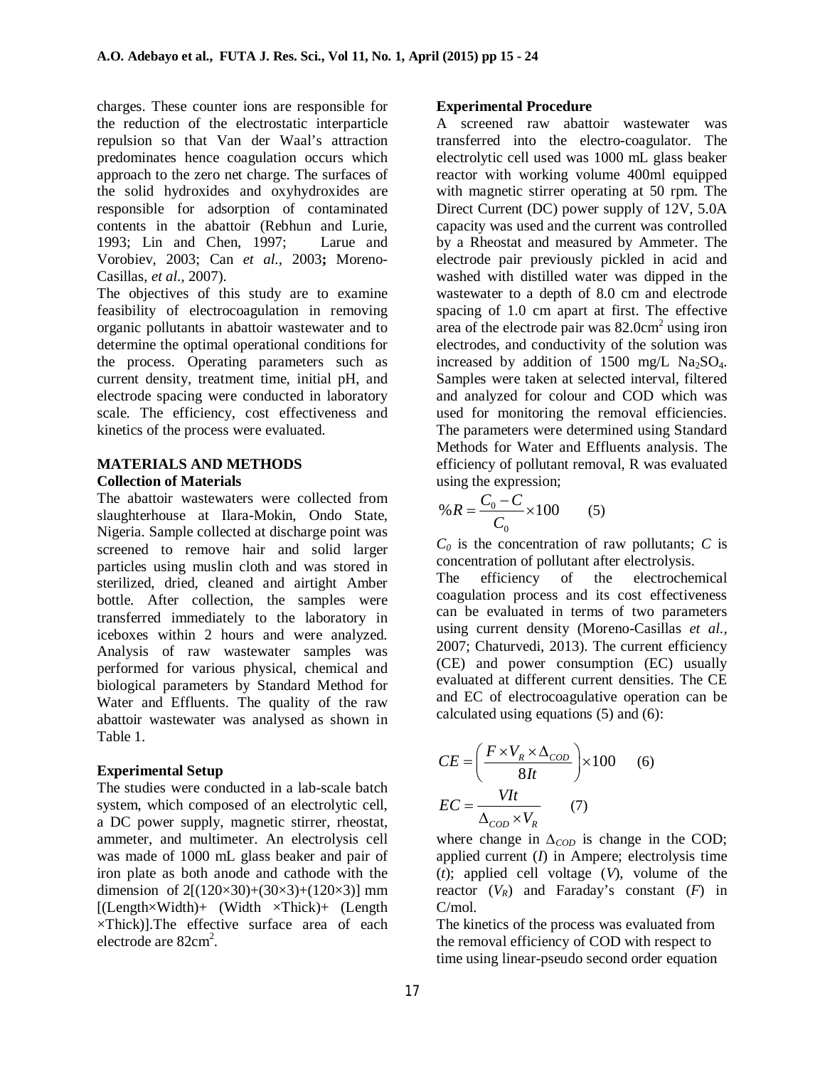charges. These counter ions are responsible for the reduction of the electrostatic interparticle repulsion so that Van der Waal's attraction predominates hence coagulation occurs which approach to the zero net charge. The surfaces of the solid hydroxides and oxyhydroxides are responsible for adsorption of contaminated contents in the abattoir (Rebhun and Lurie, 1993; Lin and Chen, 1997; Larue and Vorobiev, 2003; Can *et al.,* 2003**;** Moreno-Casillas, *et al.,* 2007).

The objectives of this study are to examine feasibility of electrocoagulation in removing organic pollutants in abattoir wastewater and to determine the optimal operational conditions for the process. Operating parameters such as current density, treatment time, initial pH, and electrode spacing were conducted in laboratory scale. The efficiency, cost effectiveness and kinetics of the process were evaluated.

## MATERIALS AND METHODS

### Collection of Materials

The abattoir wastewaters were collected from slaughterhouse at Ilara-Mokin, Ondo State, Nigeria. Sample collected at discharge point was screened to remove hair and solid larger particles using muslin cloth and was stored in sterilized, dried, cleaned and airtight Amber bottle. After collection, the samples were transferred immediately to the laboratory in iceboxes within 2 hours and were analyzed. Analysis of raw wastewater samples was performed for various physical, chemical and biological parameters by Standard Method for Water and Effluents. The quality of the raw abattoir wastewater was analysed as shown in Table 1.

### Experimental Setup

The studies were conducted in a lab-scale batch system, which composed of an electrolytic cell, a DC power supply, magnetic stirrer, rheostat, ammeter, and multimeter. An electrolysis cell was made of 1000 mL glass beaker and pair of iron plate as both anode and cathode with the dimension of 2[(120×30)+(30×3)+(120×3)] mm [(Length×Width)+ (Width ×Thick)+ (Length ×Thick)].The effective surface area of each electrode are 82cm$^2$.

### Experimental Procedure

A screened raw abattoir wastewater was transferred into the electro-coagulator. The electrolytic cell used was 1000 mL glass beaker reactor with working volume 400ml equipped with magnetic stirrer operating at 50 rpm. The Direct Current (DC) power supply of 12V, 5.0A capacity was used and the current was controlled by a Rheostat and measured by Ammeter. The electrode pair previously pickled in acid and washed with distilled water was dipped in the wastewater to a depth of 8.0 cm and electrode spacing of 1.0 cm apart at first. The effective area of the electrode pair was 82.0cm$^2$ using iron electrodes, and conductivity of the solution was increased by addition of 1500 mg/L $Na_2SO_4$. Samples were taken at selected interval, filtered and analyzed for colour and COD which was used for monitoring the removal efficiencies. The parameters were determined using Standard Methods for Water and Effluents analysis. The efficiency of pollutant removal, R was evaluated using the expression;

$$\%R = \frac{C_0 - C}{C_0} \times 100 \qquad (5)$$

$C_0$ is the concentration of raw pollutants; $C$ is concentration of pollutant after electrolysis.

The efficiency of the electrochemical coagulation process and its cost effectiveness can be evaluated in terms of two parameters using current density (Moreno-Casillas *et al.,* 2007; Chaturvedi, 2013). The current efficiency (CE) and power consumption (EC) usually evaluated at different current densities. The CE and EC of electrocoagulative operation can be calculated using equations (5) and (6):

$$CE = \left( \frac{F \times V_R \times \Delta_{COD}}{8It} \right) \times 100 \qquad (6)$$

$$EC = \frac{VIt}{\Delta_{COD} \times V_R} \qquad (7)$$

where change in $\Delta_{COD}$ is change in the COD; applied current ($I$) in Ampere; electrolysis time ($t$); applied cell voltage ($V$), volume of the reactor ($V_R$) and Faraday's constant ($F$) in C/mol.

The kinetics of the process was evaluated from the removal efficiency of COD with respect to time using linear-pseudo second order equation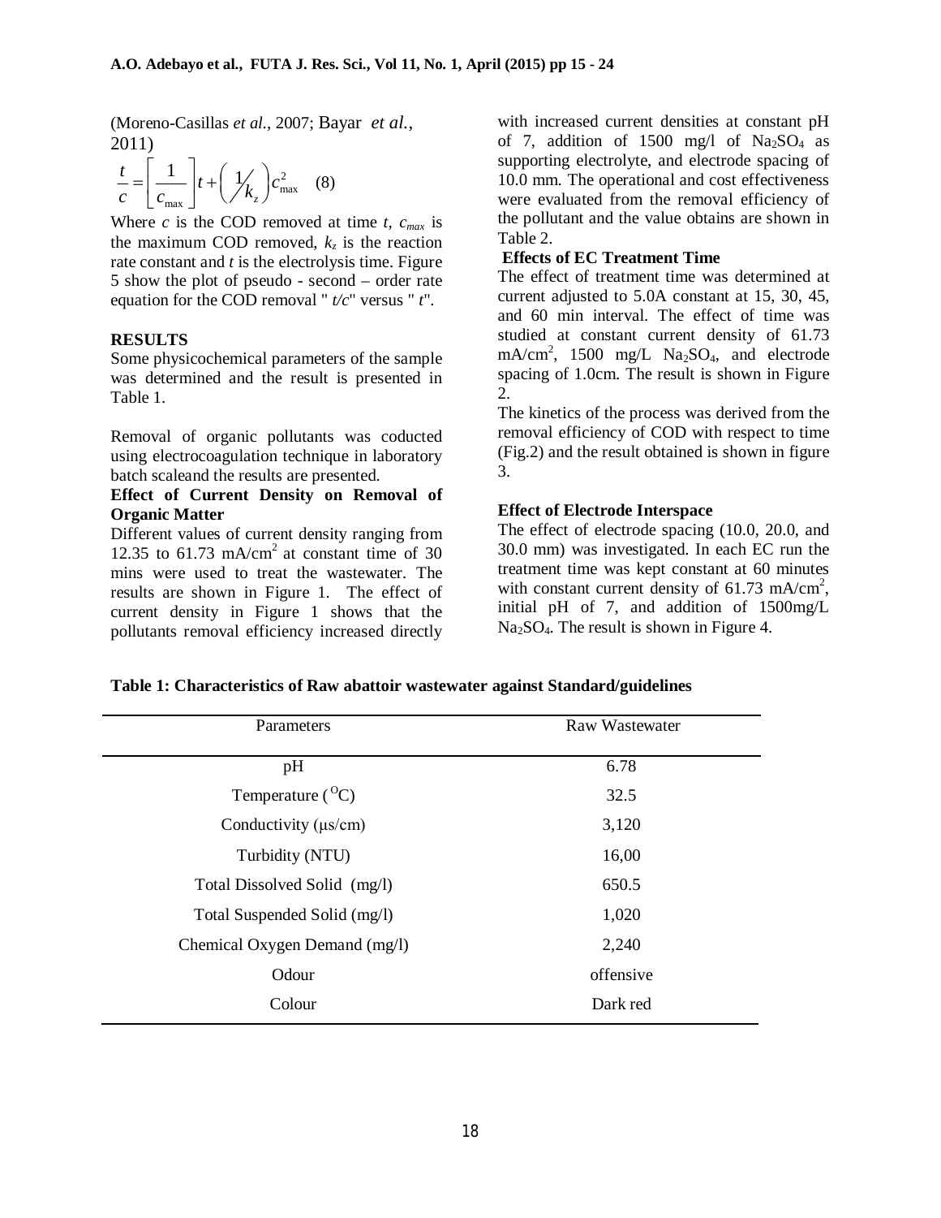(Moreno-Casillas *et al.*, 2007; Bayar *et al.*, 2011)

$$\frac{t}{c} = \left[\frac{1}{c_{\max}}\right]t + \left(\frac{1}{k_z}\right)c_{\max}^2 \quad (8)$$

Where $c$ is the COD removed at time $t$, $c_{max}$ is the maximum COD removed, $k_z$ is the reaction rate constant and $t$ is the electrolysis time. Figure 5 show the plot of pseudo - second – order rate equation for the COD removal " $t/c$" versus " $t$".

## RESULTS

Some physicochemical parameters of the sample was determined and the result is presented in Table 1.

Removal of organic pollutants was coducted using electrocoagulation technique in laboratory batch scaleand the results are presented.

### Effect of Current Density on Removal of Organic Matter

Different values of current density ranging from 12.35 to 61.73 mA/cm$^2$ at constant time of 30 mins were used to treat the wastewater. The results are shown in Figure 1. The effect of current density in Figure 1 shows that the pollutants removal efficiency increased directly with increased current densities at constant pH of 7, addition of 1500 mg/l of $Na_2SO_4$ as supporting electrolyte, and electrode spacing of 10.0 mm. The operational and cost effectiveness were evaluated from the removal efficiency of the pollutant and the value obtains are shown in Table 2.

### Effects of EC Treatment Time

The effect of treatment time was determined at current adjusted to 5.0A constant at 15, 30, 45, and 60 min interval. The effect of time was studied at constant current density of 61.73 mA/cm$^2$, 1500 mg/L $Na_2SO_4$, and electrode spacing of 1.0cm. The result is shown in Figure 2.

The kinetics of the process was derived from the removal efficiency of COD with respect to time (Fig.2) and the result obtained is shown in figure 3.

### Effect of Electrode Interspace

The effect of electrode spacing (10.0, 20.0, and 30.0 mm) was investigated. In each EC run the treatment time was kept constant at 60 minutes with constant current density of 61.73 mA/cm$^2$, initial pH of 7, and addition of 1500mg/L $Na_2SO_4$. The result is shown in Figure 4.

**Table 1: Characteristics of Raw abattoir wastewater against Standard/guidelines**

| Parameters | Raw Wastewater |
|---|---|
| pH | 6.78 |
| Temperature ($^{O}$C) | 32.5 |
| Conductivity (μs/cm) | 3,120 |
| Turbidity (NTU) | 16,00 |
| Total Dissolved Solid (mg/l) | 650.5 |
| Total Suspended Solid (mg/l) | 1,020 |
| Chemical Oxygen Demand (mg/l) | 2,240 |
| Odour | offensive |
| Colour | Dark red |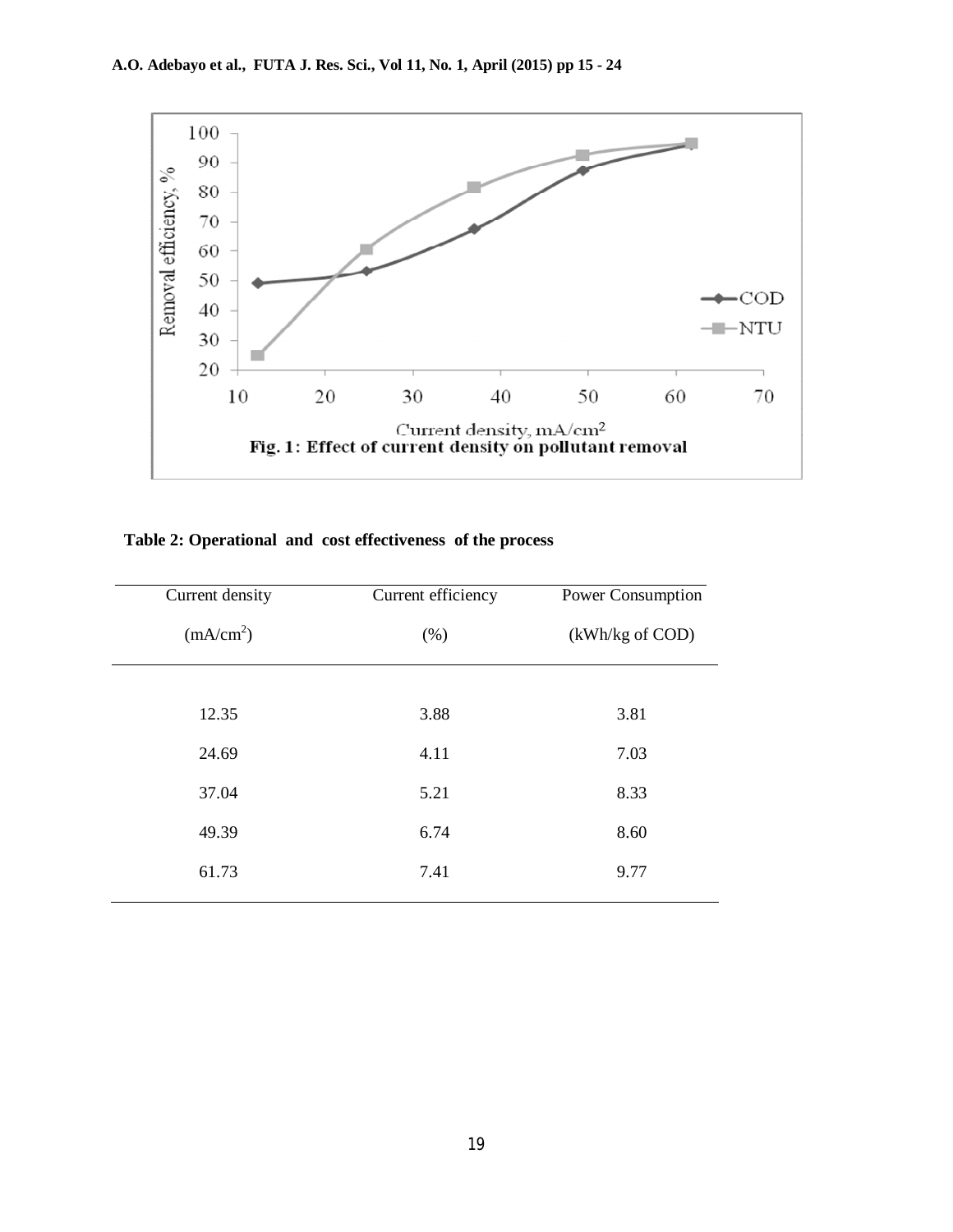Fig. 1: Effect of current density on pollutant removal

**Table 2: Operational and cost effectiveness of the process**

| Current density ($mA/cm^2$) | Current efficiency (%) | Power Consumption (kWh/kg of COD) |
|---|---|---|
| 12.35 | 3.88 | 3.81 |
| 24.69 | 4.11 | 7.03 |
| 37.04 | 5.21 | 8.33 |
| 49.39 | 6.74 | 8.60 |
| 61.73 | 7.41 | 9.77 |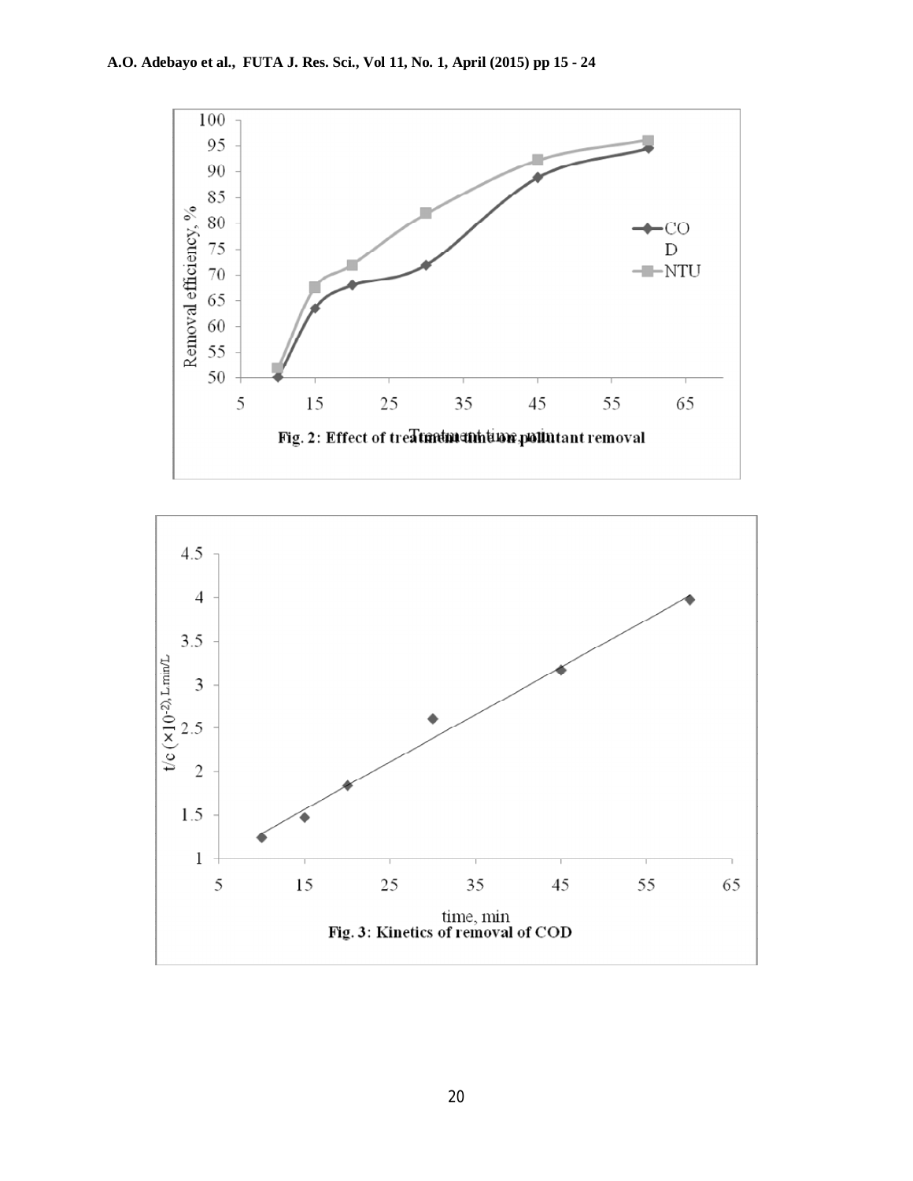Fig. 2: Effect of treatment time on pollutant removal

Fig. 3: Kinetics of removal of COD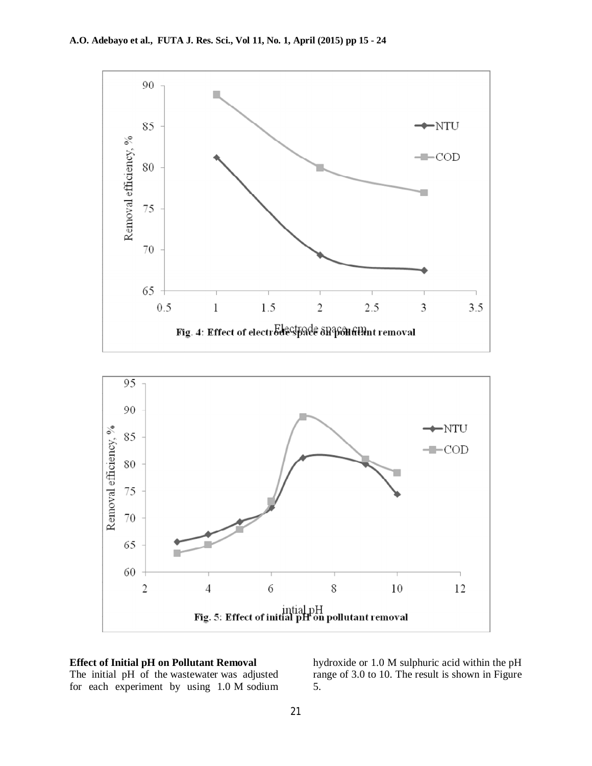Fig. 4: Effect of electrode space on pollutant removal

Fig. 5: Effect of initial pH on pollutant removal

**Effect of Initial pH on Pollutant Removal**

The initial pH of the wastewater was adjusted for each experiment by using 1.0 M sodium hydroxide or 1.0 M sulphuric acid within the pH range of 3.0 to 10. The result is shown in Figure 5.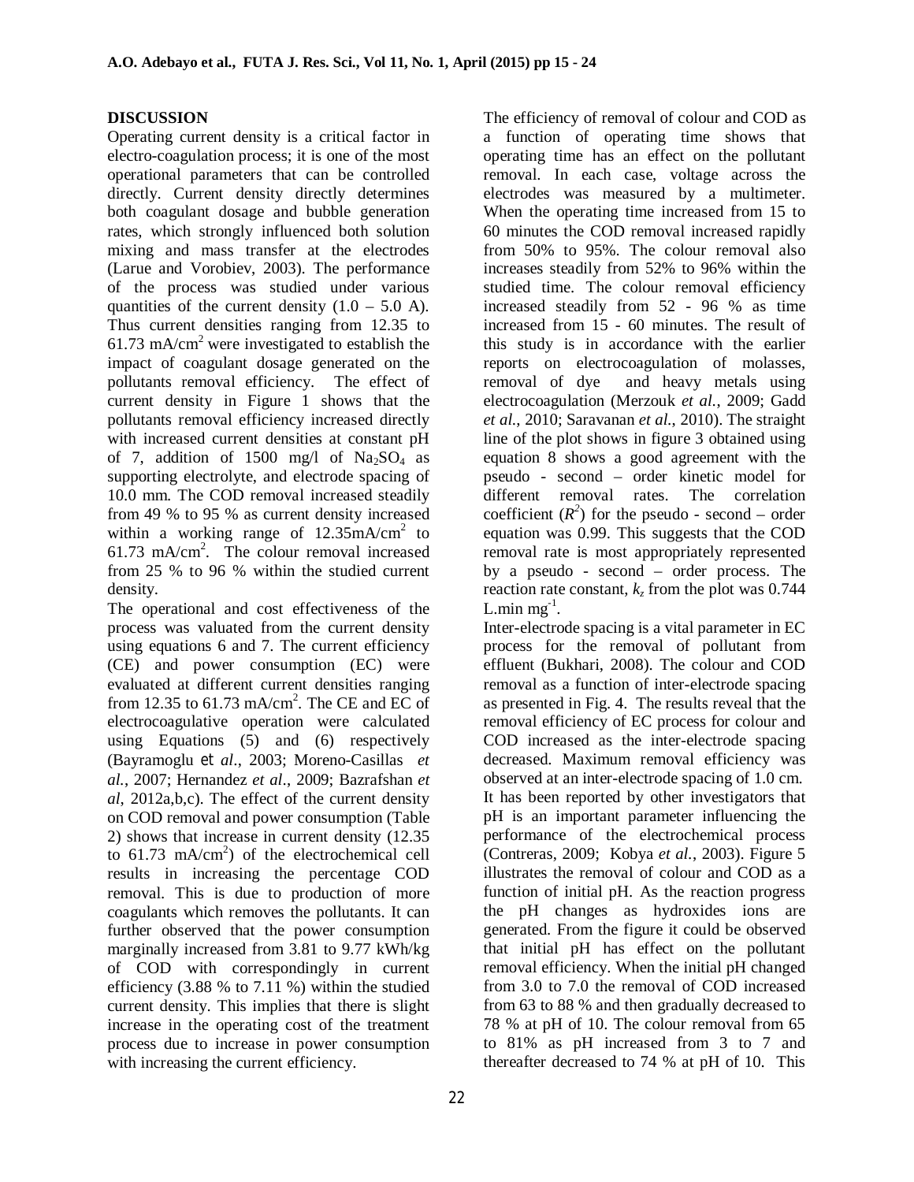## DISCUSSION

Operating current density is a critical factor in electro-coagulation process; it is one of the most operational parameters that can be controlled directly. Current density directly determines both coagulant dosage and bubble generation rates, which strongly influenced both solution mixing and mass transfer at the electrodes (Larue and Vorobiev, 2003). The performance of the process was studied under various quantities of the current density (1.0 – 5.0 A). Thus current densities ranging from 12.35 to 61.73 mA/cm$^2$ were investigated to establish the impact of coagulant dosage generated on the pollutants removal efficiency. The effect of current density in Figure 1 shows that the pollutants removal efficiency increased directly with increased current densities at constant pH of 7, addition of 1500 mg/l of $Na_2SO_4$ as supporting electrolyte, and electrode spacing of 10.0 mm. The COD removal increased steadily from 49 % to 95 % as current density increased within a working range of 12.35mA/cm$^2$ to 61.73 mA/cm$^2$. The colour removal increased from 25 % to 96 % within the studied current density.

The operational and cost effectiveness of the process was valuated from the current density using equations 6 and 7. The current efficiency (CE) and power consumption (EC) were evaluated at different current densities ranging from 12.35 to 61.73 mA/cm$^2$. The CE and EC of electrocoagulative operation were calculated using Equations (5) and (6) respectively (Bayramoglu *et al*., 2003; Moreno-Casillas *et al.*, 2007; Hernandez *et al*., 2009; Bazrafshan *et al*, 2012a,b,c). The effect of the current density on COD removal and power consumption (Table 2) shows that increase in current density (12.35 to 61.73 mA/cm$^2$) of the electrochemical cell results in increasing the percentage COD removal. This is due to production of more coagulants which removes the pollutants. It can further observed that the power consumption marginally increased from 3.81 to 9.77 kWh/kg of COD with correspondingly in current efficiency (3.88 % to 7.11 %) within the studied current density. This implies that there is slight increase in the operating cost of the treatment process due to increase in power consumption with increasing the current efficiency.

The efficiency of removal of colour and COD as a function of operating time shows that operating time has an effect on the pollutant removal. In each case, voltage across the electrodes was measured by a multimeter. When the operating time increased from 15 to 60 minutes the COD removal increased rapidly from 50% to 95%. The colour removal also increases steadily from 52% to 96% within the studied time. The colour removal efficiency increased steadily from 52 - 96 % as time increased from 15 - 60 minutes. The result of this study is in accordance with the earlier reports on electrocoagulation of molasses, removal of dye and heavy metals using electrocoagulation (Merzouk *et al.*, 2009; Gadd *et al.*, 2010; Saravanan *et al.*, 2010). The straight line of the plot shows in figure 3 obtained using equation 8 shows a good agreement with the pseudo - second – order kinetic model for different removal rates. The correlation coefficient ($R^2$) for the pseudo - second – order equation was 0.99. This suggests that the COD removal rate is most appropriately represented by a pseudo - second – order process. The reaction rate constant, $k_z$ from the plot was 0.744 L.min mg$^{-1}$.

Inter-electrode spacing is a vital parameter in EC process for the removal of pollutant from effluent (Bukhari, 2008). The colour and COD removal as a function of inter-electrode spacing as presented in Fig. 4. The results reveal that the removal efficiency of EC process for colour and COD increased as the inter-electrode spacing decreased. Maximum removal efficiency was observed at an inter-electrode spacing of 1.0 cm. It has been reported by other investigators that pH is an important parameter influencing the performance of the electrochemical process (Contreras, 2009; Kobya *et al.*, 2003). Figure 5 illustrates the removal of colour and COD as a function of initial pH. As the reaction progress the pH changes as hydroxides ions are generated. From the figure it could be observed that initial pH has effect on the pollutant removal efficiency. When the initial pH changed from 3.0 to 7.0 the removal of COD increased from 63 to 88 % and then gradually decreased to 78 % at pH of 10. The colour removal from 65 to 81% as pH increased from 3 to 7 and thereafter decreased to 74 % at pH of 10. This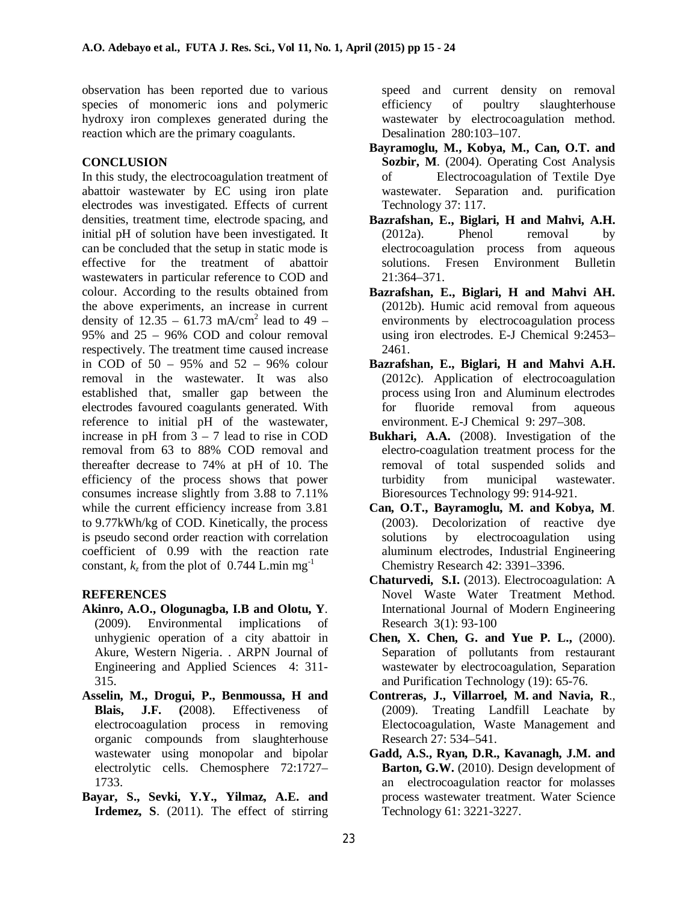observation has been reported due to various species of monomeric ions and polymeric hydroxy iron complexes generated during the reaction which are the primary coagulants.

## CONCLUSION

In this study, the electrocoagulation treatment of abattoir wastewater by EC using iron plate electrodes was investigated. Effects of current densities, treatment time, electrode spacing, and initial pH of solution have been investigated. It can be concluded that the setup in static mode is effective for the treatment of abattoir wastewaters in particular reference to COD and colour. According to the results obtained from the above experiments, an increase in current density of 12.35 – 61.73 mA/cm$^2$ lead to 49 – 95% and 25 – 96% COD and colour removal respectively. The treatment time caused increase in COD of 50 – 95% and 52 – 96% colour removal in the wastewater. It was also established that, smaller gap between the electrodes favoured coagulants generated. With reference to initial pH of the wastewater, increase in pH from 3 – 7 lead to rise in COD removal from 63 to 88% COD removal and thereafter decrease to 74% at pH of 10. The efficiency of the process shows that power consumes increase slightly from 3.88 to 7.11% while the current efficiency increase from 3.81 to 9.77kWh/kg of COD. Kinetically, the process is pseudo second order reaction with correlation coefficient of 0.99 with the reaction rate constant, $k_z$ from the plot of 0.744 L.min mg$^{-1}$

## REFERENCES

**Akinro, A.O., Ologunagba, I.B and Olotu, Y**. (2009). Environmental implications of unhygienic operation of a city abattoir in Akure, Western Nigeria. . ARPN Journal of Engineering and Applied Sciences 4: 311-315.

**Asselin, M., Drogui, P., Benmoussa, H and Blais, J.F. (**2008). Effectiveness of electrocoagulation process in removing organic compounds from slaughterhouse wastewater using monopolar and bipolar electrolytic cells. Chemosphere 72:1727–1733.

**Bayar, S., Sevki, Y.Y., Yilmaz, A.E. and Irdemez, S**. (2011). The effect of stirring speed and current density on removal efficiency of poultry slaughterhouse wastewater by electrocoagulation method. Desalination 280:103–107.

**Bayramoglu, M., Kobya, M., Can, O.T. and Sozbir, M**. (2004). Operating Cost Analysis of Electrocoagulation of Textile Dye wastewater. Separation and. purification Technology 37: 117.

**Bazrafshan, E., Biglari, H and Mahvi, A.H.** (2012a). Phenol removal by electrocoagulation process from aqueous solutions. Fresen Environment Bulletin 21:364–371.

**Bazrafshan, E., Biglari, H and Mahvi AH.** (2012b). Humic acid removal from aqueous environments by electrocoagulation process using iron electrodes. E-J Chemical 9:2453–2461.

**Bazrafshan, E., Biglari, H and Mahvi A.H.** (2012c). Application of electrocoagulation process using Iron and Aluminum electrodes for fluoride removal from aqueous environment. E-J Chemical 9: 297–308.

**Bukhari, A.A.** (2008). Investigation of the electro-coagulation treatment process for the removal of total suspended solids and turbidity from municipal wastewater. Bioresources Technology 99: 914-921.

**Can, O.T., Bayramoglu, M. and Kobya, M**. (2003). Decolorization of reactive dye solutions by electrocoagulation using aluminum electrodes, Industrial Engineering Chemistry Research 42: 3391–3396.

**Chaturvedi, S.I.** (2013). Electrocoagulation: A Novel Waste Water Treatment Method. International Journal of Modern Engineering Research 3(1): 93-100

**Chen, X. Chen, G. and Yue P. L.,** (2000). Separation of pollutants from restaurant wastewater by electrocoagulation, Separation and Purification Technology (19): 65-76.

**Contreras, J., Villarroel, M. and Navia, R**., (2009). Treating Landfill Leachate by Electocoagulation, Waste Management and Research 27: 534–541.

**Gadd, A.S., Ryan, D.R., Kavanagh, J.M. and Barton, G.W.** (2010). Design development of an electrocoagulation reactor for molasses process wastewater treatment. Water Science Technology 61: 3221-3227.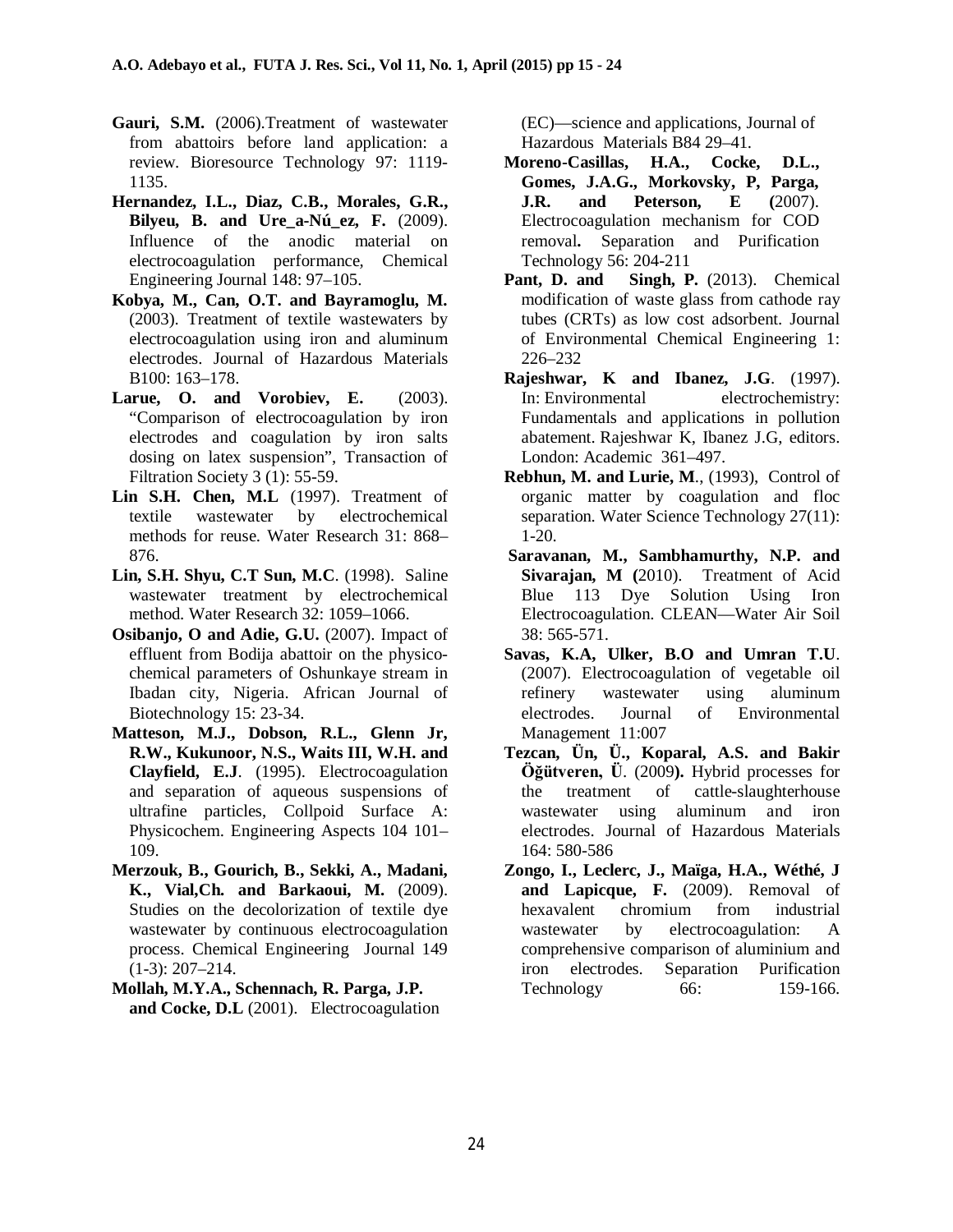**Gauri, S.M.** (2006).Treatment of wastewater from abattoirs before land application: a review. Bioresource Technology 97: 1119-1135.

**Hernandez, I.L., Diaz, C.B., Morales, G.R., Bilyeu, B. and Ure_a-Nú_ez, F.** (2009). Influence of the anodic material on electrocoagulation performance, Chemical Engineering Journal 148: 97–105.

**Kobya, M., Can, O.T. and Bayramoglu, M.** (2003). Treatment of textile wastewaters by electrocoagulation using iron and aluminum electrodes. Journal of Hazardous Materials B100: 163–178.

**Larue, O. and Vorobiev, E.** (2003). "Comparison of electrocoagulation by iron electrodes and coagulation by iron salts dosing on latex suspension", Transaction of Filtration Society 3 (1): 55-59.

**Lin S.H. Chen, M.L** (1997). Treatment of textile wastewater by electrochemical methods for reuse. Water Research 31: 868–876.

**Lin, S.H. Shyu, C.T Sun, M.C**. (1998). Saline wastewater treatment by electrochemical method. Water Research 32: 1059–1066.

**Osibanjo, O and Adie, G.U.** (2007). Impact of effluent from Bodija abattoir on the physico-chemical parameters of Oshunkaye stream in Ibadan city, Nigeria. African Journal of Biotechnology 15: 23-34.

**Matteson, M.J., Dobson, R.L., Glenn Jr, R.W., Kukunoor, N.S., Waits III, W.H. and Clayfield, E.J**. (1995). Electrocoagulation and separation of aqueous suspensions of ultrafine particles, Collpoid Surface A: Physicochem. Engineering Aspects 104 101–109.

**Merzouk, B., Gourich, B., Sekki, A., Madani, K., Vial,Ch. and Barkaoui, M.** (2009). Studies on the decolorization of textile dye wastewater by continuous electrocoagulation process. Chemical Engineering Journal 149 (1-3): 207–214.

**Mollah, M.Y.A., Schennach, R. Parga, J.P. and Cocke, D.L** (2001). Electrocoagulation (EC)—science and applications, Journal of Hazardous Materials B84 29–41.

**Moreno-Casillas, H.A., Cocke, D.L., Gomes, J.A.G., Morkovsky, P, Parga, J.R. and Peterson, E (**2007). Electrocoagulation mechanism for COD removal**.** Separation and Purification Technology 56: 204-211

**Pant, D. and Singh, P.** (2013). Chemical modification of waste glass from cathode ray tubes (CRTs) as low cost adsorbent. Journal of Environmental Chemical Engineering 1: 226–232

**Rajeshwar, K and Ibanez, J.G**. (1997). In: Environmental electrochemistry: Fundamentals and applications in pollution abatement. Rajeshwar K, Ibanez J.G, editors. London: Academic 361–497.

**Rebhun, M. and Lurie, M**., (1993), Control of organic matter by coagulation and floc separation. Water Science Technology 27(11): 1-20.

**Saravanan, M., Sambhamurthy, N.P. and Sivarajan, M (**2010). Treatment of Acid Blue 113 Dye Solution Using Iron Electrocoagulation. CLEAN—Water Air Soil 38: 565-571.

**Savas, K.A, Ulker, B.O and Umran T.U**. (2007). Electrocoagulation of vegetable oil refinery wastewater using aluminum electrodes. Journal of Environmental Management 11:007

**Tezcan, Ün, Ü., Koparal, A.S. and Bakir Öğütveren, Ü**. (2009**).** Hybrid processes for the treatment of cattle-slaughterhouse wastewater using aluminum and iron electrodes. Journal of Hazardous Materials 164: 580-586

**Zongo, I., Leclerc, J., Maïga, H.A., Wéthé, J and Lapicque, F.** (2009). Removal of hexavalent chromium from industrial wastewater by electrocoagulation: A comprehensive comparison of aluminium and iron electrodes. Separation Purification Technology 66: 159-166.